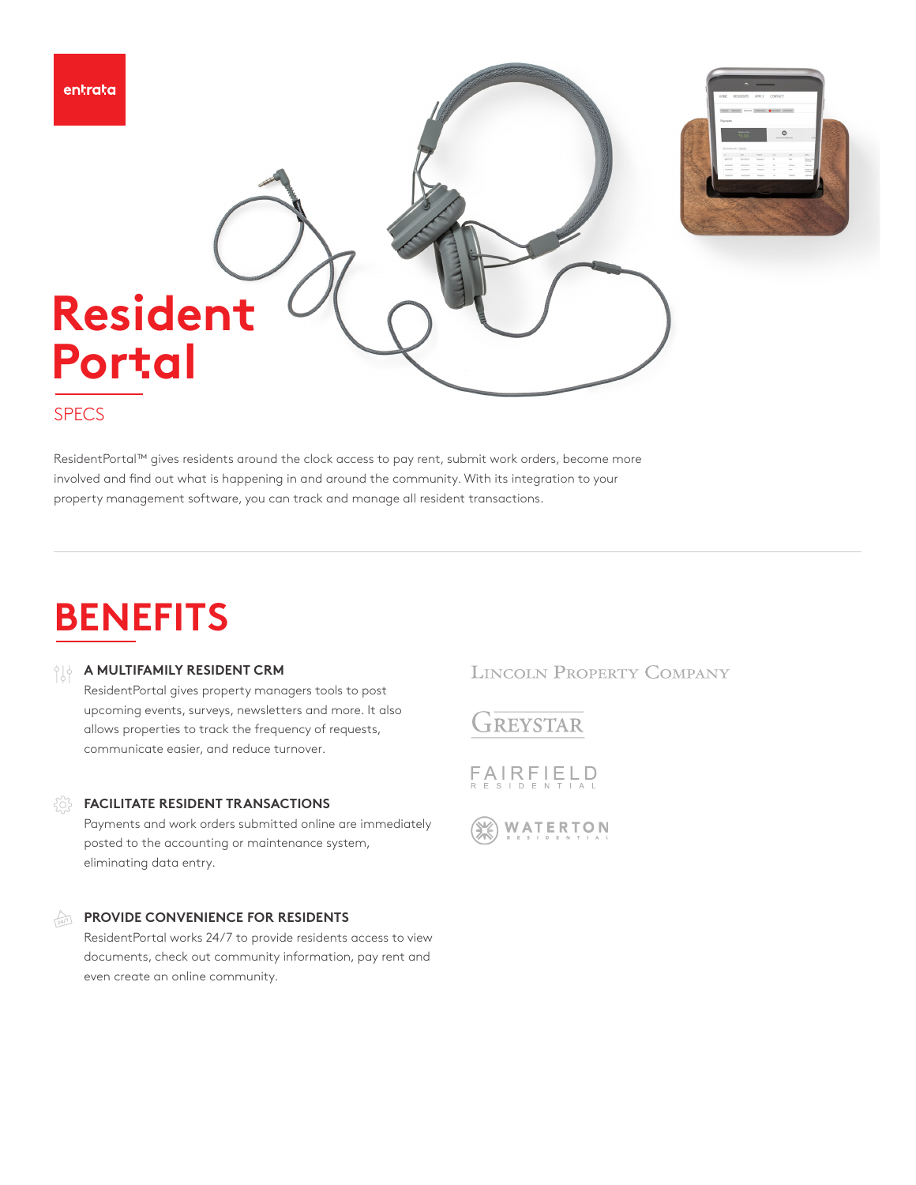entrata

# Resident Portal

SPECS

ResidentPortal™ gives residents around the clock access to pay rent, submit work orders, become more involved and find out what is happening in and around the community. With its integration to your property management software, you can track and manage all resident transactions.

## BENEFITS

### A MULTIFAMILY RESIDENT CRM

ResidentPortal gives property managers tools to post upcoming events, surveys, newsletters and more. It also allows properties to track the frequency of requests, communicate easier, and reduce turnover.

### FACILITATE RESIDENT TRANSACTIONS

Payments and work orders submitted online are immediately posted to the accounting or maintenance system, eliminating data entry.

### PROVIDE CONVENIENCE FOR RESIDENTS

ResidentPortal works 24/7 to provide residents access to view documents, check out community information, pay rent and even create an online community.

LINCOLN PROPERTY COMPANY

GREYSTAR

FAIRFIELD RESIDENTIAL

WATERTON RESIDENTIAL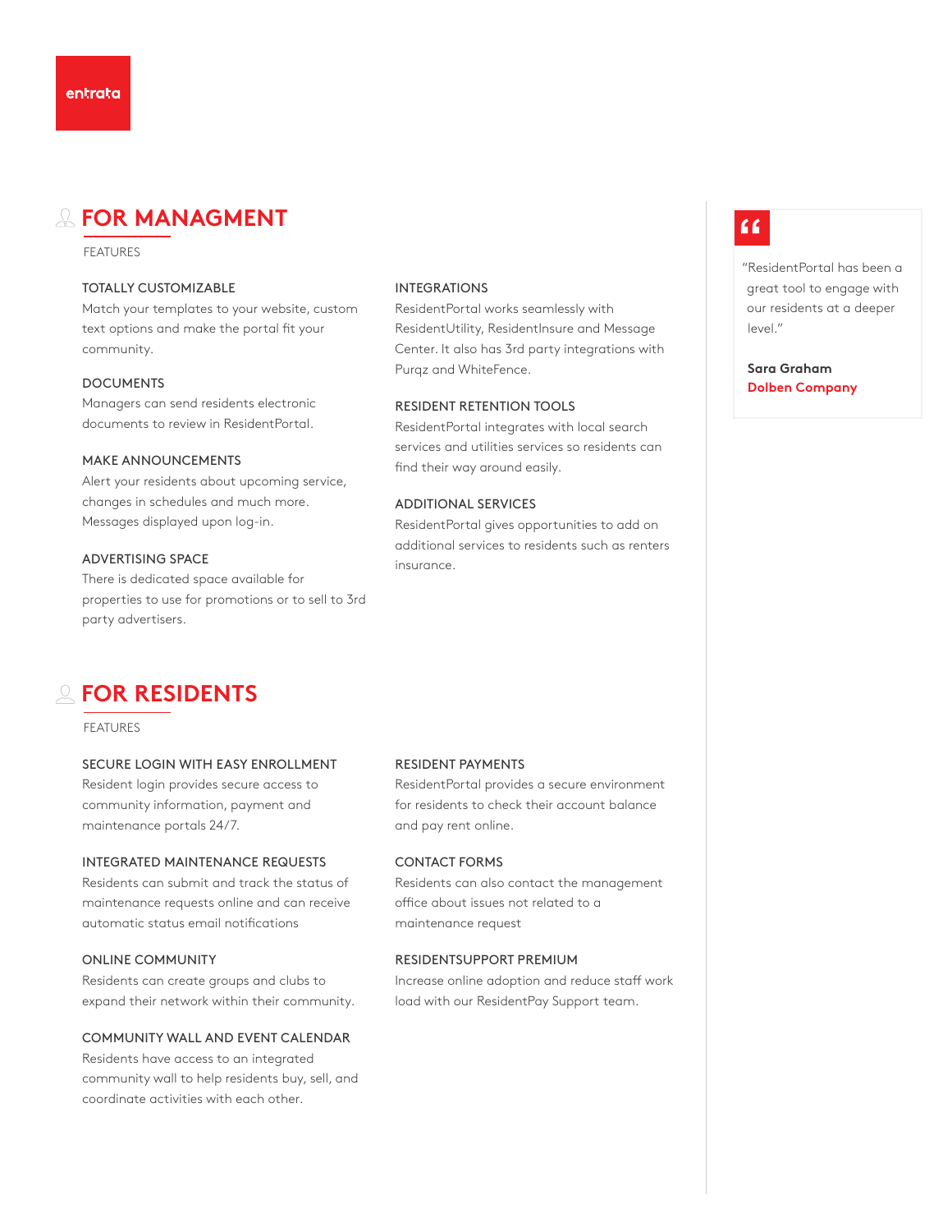# FOR MANAGMENT

FEATURES

### TOTALLY CUSTOMIZABLE

Match your templates to your website, custom text options and make the portal fit your community.

### DOCUMENTS

Managers can send residents electronic documents to review in ResidentPortal.

### MAKE ANNOUNCEMENTS

Alert your residents about upcoming service, changes in schedules and much more. Messages displayed upon log-in.

### ADVERTISING SPACE

There is dedicated space available for properties to use for promotions or to sell to 3rd party advertisers.

### INTEGRATIONS

ResidentPortal works seamlessly with ResidentUtility, ResidentInsure and Message Center. It also has 3rd party integrations with Purqz and WhiteFence.

### RESIDENT RETENTION TOOLS

ResidentPortal integrates with local search services and utilities services so residents can find their way around easily.

### ADDITIONAL SERVICES

ResidentPortal gives opportunities to add on additional services to residents such as renters insurance.

"ResidentPortal has been a great tool to engage with our residents at a deeper level."

**Sara Graham**
**Dolben Company**

# FOR RESIDENTS

FEATURES

### SECURE LOGIN WITH EASY ENROLLMENT

Resident login provides secure access to community information, payment and maintenance portals 24/7.

### INTEGRATED MAINTENANCE REQUESTS

Residents can submit and track the status of maintenance requests online and can receive automatic status email notifications

### ONLINE COMMUNITY

Residents can create groups and clubs to expand their network within their community.

### COMMUNITY WALL AND EVENT CALENDAR

Residents have access to an integrated community wall to help residents buy, sell, and coordinate activities with each other.

### RESIDENT PAYMENTS

ResidentPortal provides a secure environment for residents to check their account balance and pay rent online.

### CONTACT FORMS

Residents can also contact the management office about issues not related to a maintenance request

### RESIDENTSUPPORT PREMIUM

Increase online adoption and reduce staff work load with our ResidentPay Support team.